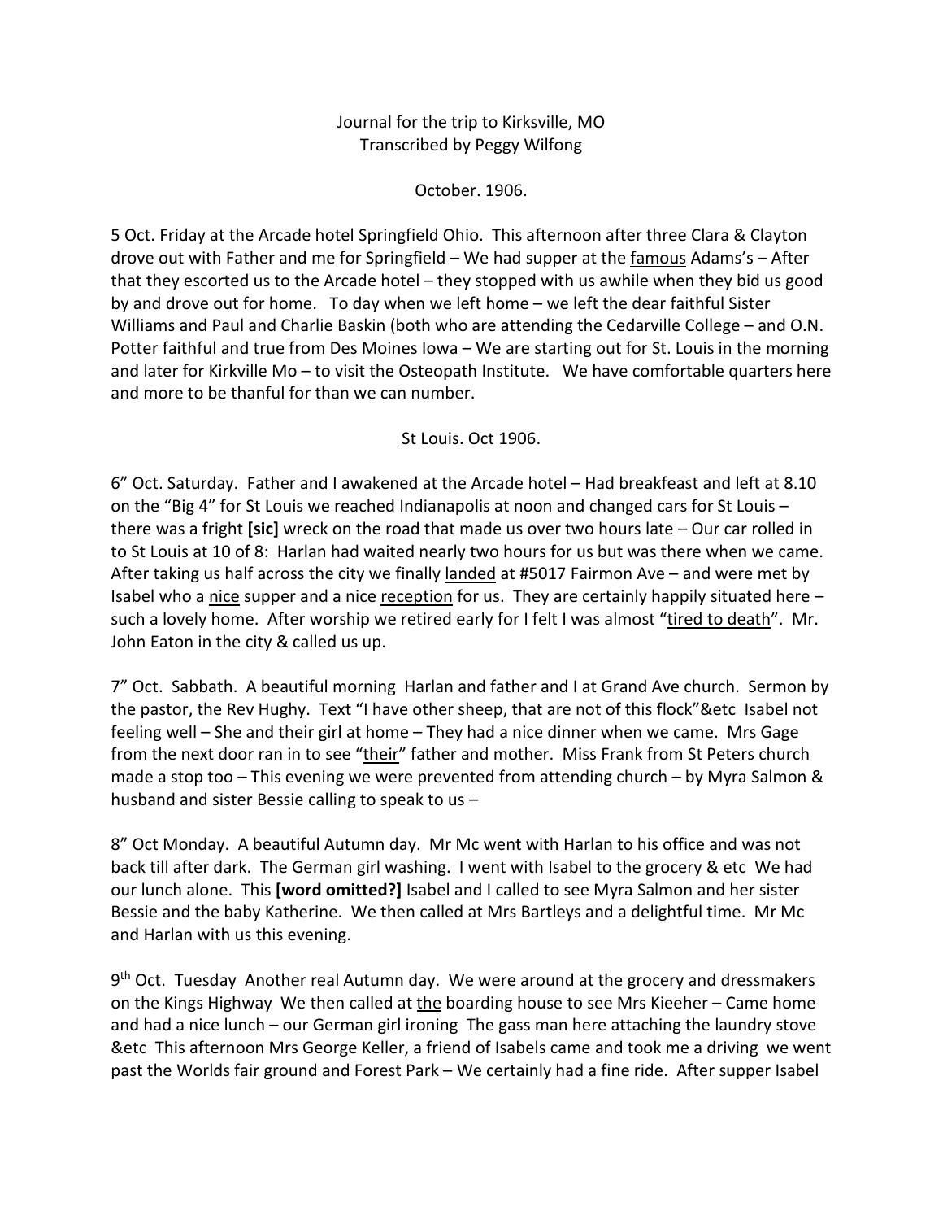Journal for the trip to Kirksville, MO
Transcribed by Peggy Wilfong

October. 1906.

5 Oct. Friday at the Arcade hotel Springfield Ohio. This afternoon after three Clara & Clayton drove out with Father and me for Springfield – We had supper at the <u>famous</u> Adams's – After that they escorted us to the Arcade hotel – they stopped with us awhile when they bid us good by and drove out for home. To day when we left home – we left the dear faithful Sister Williams and Paul and Charlie Baskin (both who are attending the Cedarville College – and O.N. Potter faithful and true from Des Moines Iowa – We are starting out for St. Louis in the morning and later for Kirkville Mo – to visit the Osteopath Institute. We have comfortable quarters here and more to be thanful for than we can number.

<u>St Louis.</u> Oct 1906.

6" Oct. Saturday. Father and I awakened at the Arcade hotel – Had breakfeast and left at 8.10 on the "Big 4" for St Louis we reached Indianapolis at noon and changed cars for St Louis – there was a fright **[sic]** wreck on the road that made us over two hours late – Our car rolled in to St Louis at 10 of 8: Harlan had waited nearly two hours for us but was there when we came. After taking us half across the city we finally <u>landed</u> at #5017 Fairmon Ave – and were met by Isabel who a <u>nice</u> supper and a nice <u>reception</u> for us. They are certainly happily situated here – such a lovely home. After worship we retired early for I felt I was almost "<u>tired to death</u>". Mr. John Eaton in the city & called us up.

7" Oct. Sabbath. A beautiful morning Harlan and father and I at Grand Ave church. Sermon by the pastor, the Rev Hughy. Text "I have other sheep, that are not of this flock"&etc Isabel not feeling well – She and their girl at home – They had a nice dinner when we came. Mrs Gage from the next door ran in to see "<u>their</u>" father and mother. Miss Frank from St Peters church made a stop too – This evening we were prevented from attending church – by Myra Salmon & husband and sister Bessie calling to speak to us –

8" Oct Monday. A beautiful Autumn day. Mr Mc went with Harlan to his office and was not back till after dark. The German girl washing. I went with Isabel to the grocery & etc We had our lunch alone. This **[word omitted?]** Isabel and I called to see Myra Salmon and her sister Bessie and the baby Katherine. We then called at Mrs Bartleys and a delightful time. Mr Mc and Harlan with us this evening.

9th Oct. Tuesday Another real Autumn day. We were around at the grocery and dressmakers on the Kings Highway We then called at <u>the</u> boarding house to see Mrs Kieeher – Came home and had a nice lunch – our German girl ironing The gass man here attaching the laundry stove &etc This afternoon Mrs George Keller, a friend of Isabels came and took me a driving we went past the Worlds fair ground and Forest Park – We certainly had a fine ride. After supper Isabel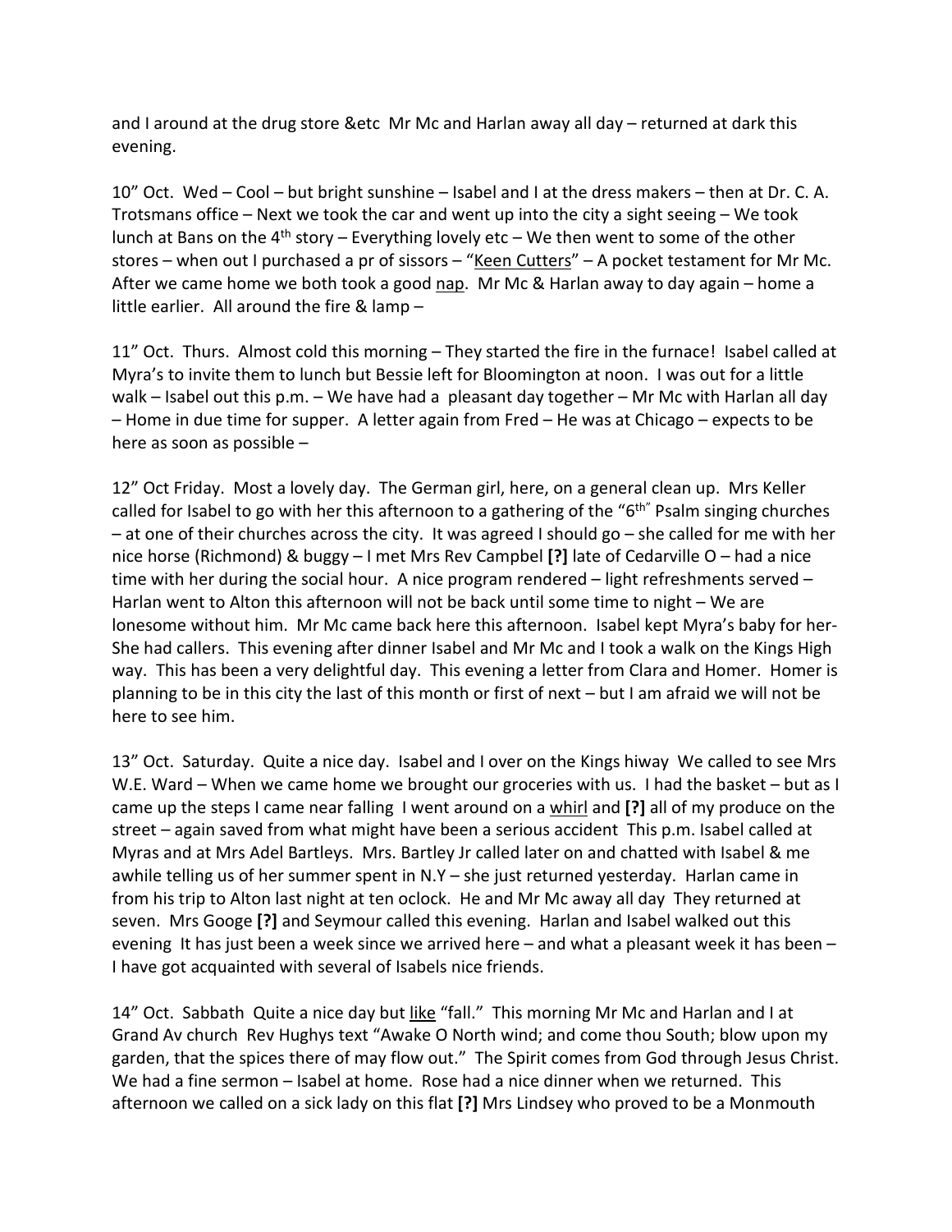and I around at the drug store &etc  Mr Mc and Harlan away all day – returned at dark this evening.

10" Oct.  Wed – Cool – but bright sunshine – Isabel and I at the dress makers – then at Dr. C. A. Trotsmans office – Next we took the car and went up into the city a sight seeing – We took lunch at Bans on the 4th story – Everything lovely etc – We then went to some of the other stores – when out I purchased a pr of sissors – "Keen Cutters" – A pocket testament for Mr Mc. After we came home we both took a good nap.  Mr Mc & Harlan away to day again – home a little earlier.  All around the fire & lamp –

11" Oct.  Thurs.  Almost cold this morning – They started the fire in the furnace!  Isabel called at Myra's to invite them to lunch but Bessie left for Bloomington at noon.  I was out for a little walk – Isabel out this p.m. – We have had a  pleasant day together – Mr Mc with Harlan all day – Home in due time for supper.  A letter again from Fred – He was at Chicago – expects to be here as soon as possible –

12" Oct Friday.  Most a lovely day.  The German girl, here, on a general clean up.  Mrs Keller called for Isabel to go with her this afternoon to a gathering of the "6th" Psalm singing churches – at one of their churches across the city.  It was agreed I should go – she called for me with her nice horse (Richmond) & buggy – I met Mrs Rev Campbel **[?]** late of Cedarville O – had a nice time with her during the social hour.  A nice program rendered – light refreshments served – Harlan went to Alton this afternoon will not be back until some time to night – We are lonesome without him.  Mr Mc came back here this afternoon.  Isabel kept Myra's baby for her- She had callers.  This evening after dinner Isabel and Mr Mc and I took a walk on the Kings High way.  This has been a very delightful day.  This evening a letter from Clara and Homer.  Homer is planning to be in this city the last of this month or first of next – but I am afraid we will not be here to see him.

13" Oct.  Saturday.  Quite a nice day.  Isabel and I over on the Kings hiway  We called to see Mrs W.E. Ward – When we came home we brought our groceries with us.  I had the basket – but as I came up the steps I came near falling  I went around on a whirl and **[?]** all of my produce on the street – again saved from what might have been a serious accident  This p.m. Isabel called at Myras and at Mrs Adel Bartleys.  Mrs. Bartley Jr called later on and chatted with Isabel & me awhile telling us of her summer spent in N.Y – she just returned yesterday.  Harlan came in from his trip to Alton last night at ten oclock.  He and Mr Mc away all day  They returned at seven.  Mrs Googe **[?]** and Seymour called this evening.  Harlan and Isabel walked out this evening  It has just been a week since we arrived here – and what a pleasant week it has been – I have got acquainted with several of Isabels nice friends.

14" Oct.  Sabbath  Quite a nice day but like "fall."  This morning Mr Mc and Harlan and I at Grand Av church  Rev Hughys text "Awake O North wind; and come thou South; blow upon my garden, that the spices there of may flow out."  The Spirit comes from God through Jesus Christ.  We had a fine sermon – Isabel at home.  Rose had a nice dinner when we returned.  This afternoon we called on a sick lady on this flat **[?]** Mrs Lindsey who proved to be a Monmouth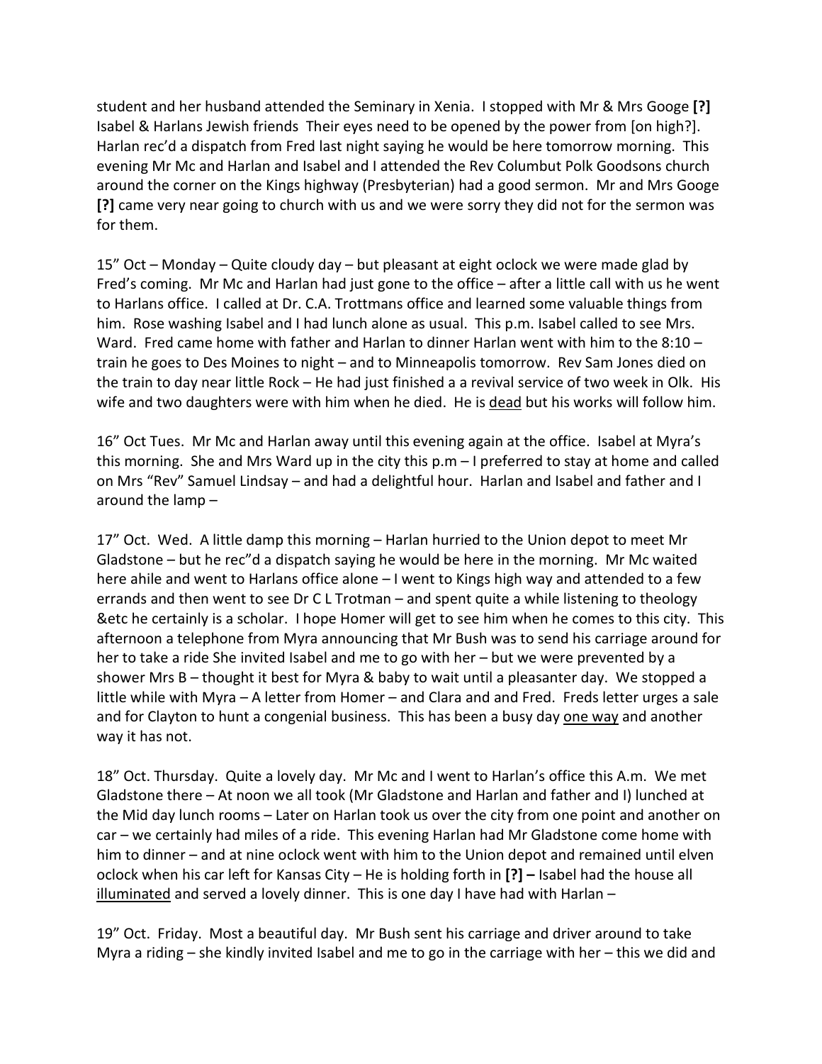student and her husband attended the Seminary in Xenia. I stopped with Mr & Mrs Googe **[?]** Isabel & Harlans Jewish friends Their eyes need to be opened by the power from [on high?]. Harlan rec'd a dispatch from Fred last night saying he would be here tomorrow morning. This evening Mr Mc and Harlan and Isabel and I attended the Rev Columbut Polk Goodsons church around the corner on the Kings highway (Presbyterian) had a good sermon. Mr and Mrs Googe **[?]** came very near going to church with us and we were sorry they did not for the sermon was for them.

15" Oct – Monday – Quite cloudy day – but pleasant at eight oclock we were made glad by Fred's coming. Mr Mc and Harlan had just gone to the office – after a little call with us he went to Harlans office. I called at Dr. C.A. Trottmans office and learned some valuable things from him. Rose washing Isabel and I had lunch alone as usual. This p.m. Isabel called to see Mrs. Ward. Fred came home with father and Harlan to dinner Harlan went with him to the 8:10 – train he goes to Des Moines to night – and to Minneapolis tomorrow. Rev Sam Jones died on the train to day near little Rock – He had just finished a a revival service of two week in Olk. His wife and two daughters were with him when he died. He is <u>dead</u> but his works will follow him.

16" Oct Tues. Mr Mc and Harlan away until this evening again at the office. Isabel at Myra's this morning. She and Mrs Ward up in the city this p.m – I preferred to stay at home and called on Mrs "Rev" Samuel Lindsay – and had a delightful hour. Harlan and Isabel and father and I around the lamp –

17" Oct. Wed. A little damp this morning – Harlan hurried to the Union depot to meet Mr Gladstone – but he rec"d a dispatch saying he would be here in the morning. Mr Mc waited here ahile and went to Harlans office alone – I went to Kings high way and attended to a few errands and then went to see Dr C L Trotman – and spent quite a while listening to theology &etc he certainly is a scholar. I hope Homer will get to see him when he comes to this city. This afternoon a telephone from Myra announcing that Mr Bush was to send his carriage around for her to take a ride She invited Isabel and me to go with her – but we were prevented by a shower Mrs B – thought it best for Myra & baby to wait until a pleasanter day. We stopped a little while with Myra – A letter from Homer – and Clara and and Fred. Freds letter urges a sale and for Clayton to hunt a congenial business. This has been a busy day <u>one way</u> and another way it has not.

18" Oct. Thursday. Quite a lovely day. Mr Mc and I went to Harlan's office this A.m. We met Gladstone there – At noon we all took (Mr Gladstone and Harlan and father and I) lunched at the Mid day lunch rooms – Later on Harlan took us over the city from one point and another on car – we certainly had miles of a ride. This evening Harlan had Mr Gladstone come home with him to dinner – and at nine oclock went with him to the Union depot and remained until elven oclock when his car left for Kansas City – He is holding forth in **[?] –** Isabel had the house all <u>illuminated</u> and served a lovely dinner. This is one day I have had with Harlan –

19" Oct. Friday. Most a beautiful day. Mr Bush sent his carriage and driver around to take Myra a riding – she kindly invited Isabel and me to go in the carriage with her – this we did and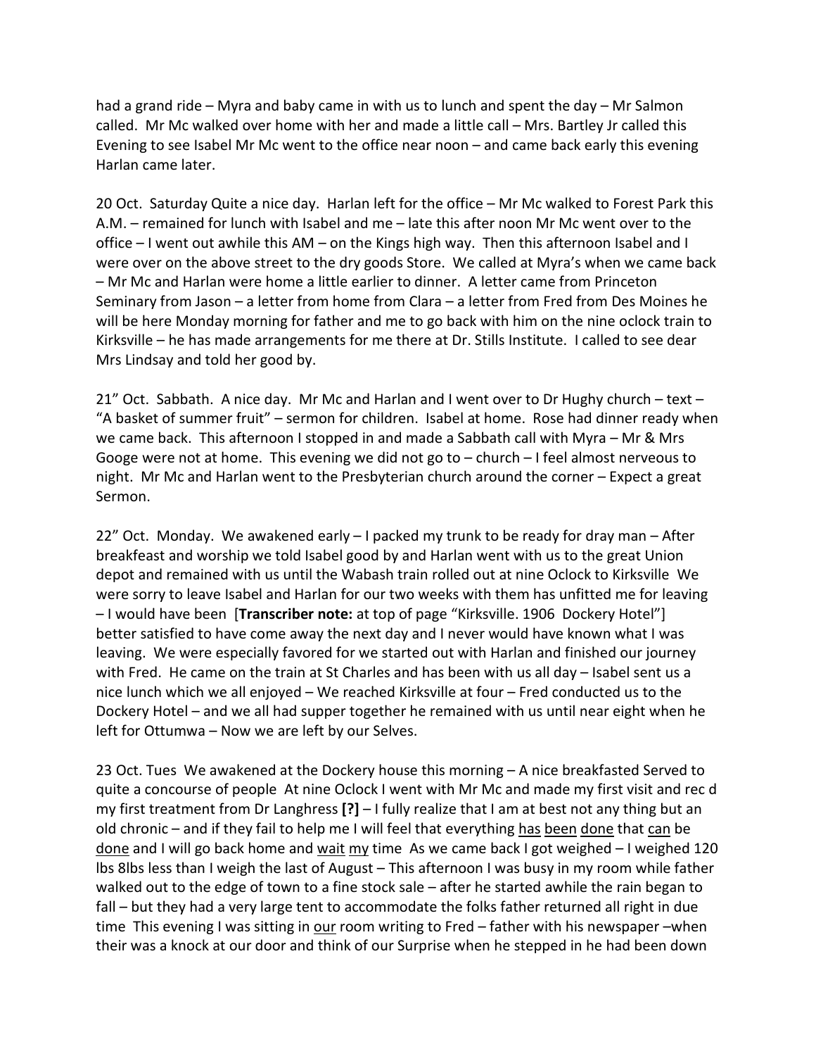had a grand ride – Myra and baby came in with us to lunch and spent the day – Mr Salmon called. Mr Mc walked over home with her and made a little call – Mrs. Bartley Jr called this Evening to see Isabel Mr Mc went to the office near noon – and came back early this evening Harlan came later.

20 Oct. Saturday Quite a nice day. Harlan left for the office – Mr Mc walked to Forest Park this A.M. – remained for lunch with Isabel and me – late this after noon Mr Mc went over to the office – I went out awhile this AM – on the Kings high way. Then this afternoon Isabel and I were over on the above street to the dry goods Store. We called at Myra's when we came back – Mr Mc and Harlan were home a little earlier to dinner. A letter came from Princeton Seminary from Jason – a letter from home from Clara – a letter from Fred from Des Moines he will be here Monday morning for father and me to go back with him on the nine oclock train to Kirksville – he has made arrangements for me there at Dr. Stills Institute. I called to see dear Mrs Lindsay and told her good by.

21" Oct. Sabbath. A nice day. Mr Mc and Harlan and I went over to Dr Hughy church – text – "A basket of summer fruit" – sermon for children. Isabel at home. Rose had dinner ready when we came back. This afternoon I stopped in and made a Sabbath call with Myra – Mr & Mrs Googe were not at home. This evening we did not go to – church – I feel almost nerveous to night. Mr Mc and Harlan went to the Presbyterian church around the corner – Expect a great Sermon.

22" Oct. Monday. We awakened early – I packed my trunk to be ready for dray man – After breakfeast and worship we told Isabel good by and Harlan went with us to the great Union depot and remained with us until the Wabash train rolled out at nine Oclock to Kirksville We were sorry to leave Isabel and Harlan for our two weeks with them has unfitted me for leaving – I would have been [**Transcriber note:** at top of page "Kirksville. 1906 Dockery Hotel"] better satisfied to have come away the next day and I never would have known what I was leaving. We were especially favored for we started out with Harlan and finished our journey with Fred. He came on the train at St Charles and has been with us all day – Isabel sent us a nice lunch which we all enjoyed – We reached Kirksville at four – Fred conducted us to the Dockery Hotel – and we all had supper together he remained with us until near eight when he left for Ottumwa – Now we are left by our Selves.

23 Oct. Tues We awakened at the Dockery house this morning – A nice breakfasted Served to quite a concourse of people At nine Oclock I went with Mr Mc and made my first visit and rec d my first treatment from Dr Langhress **[?]** – I fully realize that I am at best not any thing but an old chronic – and if they fail to help me I will feel that everything <u>has</u> <u>been</u> <u>done</u> that <u>can</u> be <u>done</u> and I will go back home and <u>wait</u> <u>my</u> time As we came back I got weighed – I weighed 120 lbs 8lbs less than I weigh the last of August – This afternoon I was busy in my room while father walked out to the edge of town to a fine stock sale – after he started awhile the rain began to fall – but they had a very large tent to accommodate the folks father returned all right in due time This evening I was sitting in <u>our</u> room writing to Fred – father with his newspaper –when their was a knock at our door and think of our Surprise when he stepped in he had been down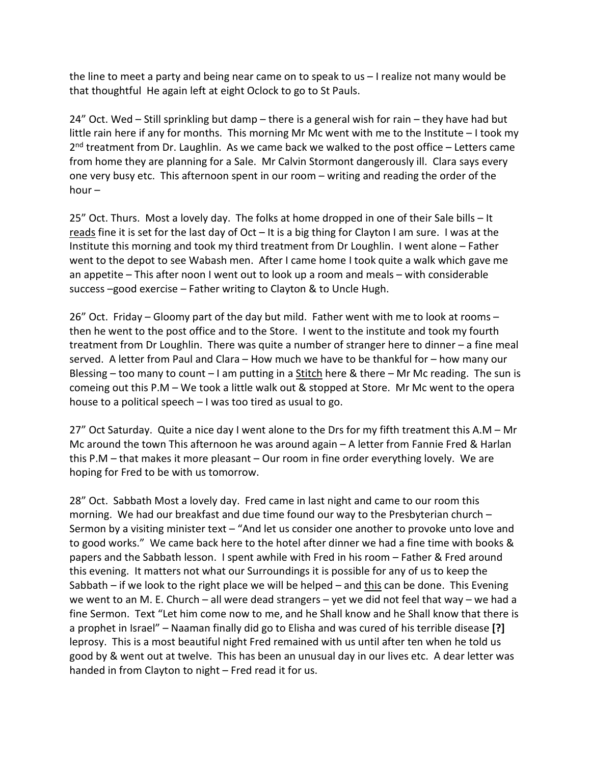the line to meet a party and being near came on to speak to us – I realize not many would be that thoughtful He again left at eight Oclock to go to St Pauls.

24" Oct. Wed – Still sprinkling but damp – there is a general wish for rain – they have had but little rain here if any for months. This morning Mr Mc went with me to the Institute – I took my 2nd treatment from Dr. Laughlin. As we came back we walked to the post office – Letters came from home they are planning for a Sale. Mr Calvin Stormont dangerously ill. Clara says every one very busy etc. This afternoon spent in our room – writing and reading the order of the hour –

25" Oct. Thurs. Most a lovely day. The folks at home dropped in one of their Sale bills – It reads fine it is set for the last day of Oct – It is a big thing for Clayton I am sure. I was at the Institute this morning and took my third treatment from Dr Loughlin. I went alone – Father went to the depot to see Wabash men. After I came home I took quite a walk which gave me an appetite – This after noon I went out to look up a room and meals – with considerable success –good exercise – Father writing to Clayton & to Uncle Hugh.

26" Oct. Friday – Gloomy part of the day but mild. Father went with me to look at rooms – then he went to the post office and to the Store. I went to the institute and took my fourth treatment from Dr Loughlin. There was quite a number of stranger here to dinner – a fine meal served. A letter from Paul and Clara – How much we have to be thankful for – how many our Blessing – too many to count – I am putting in a Stitch here & there – Mr Mc reading. The sun is comeing out this P.M – We took a little walk out & stopped at Store. Mr Mc went to the opera house to a political speech – I was too tired as usual to go.

27" Oct Saturday. Quite a nice day I went alone to the Drs for my fifth treatment this A.M – Mr Mc around the town This afternoon he was around again – A letter from Fannie Fred & Harlan this P.M – that makes it more pleasant – Our room in fine order everything lovely. We are hoping for Fred to be with us tomorrow.

28" Oct. Sabbath Most a lovely day. Fred came in last night and came to our room this morning. We had our breakfast and due time found our way to the Presbyterian church – Sermon by a visiting minister text – "And let us consider one another to provoke unto love and to good works." We came back here to the hotel after dinner we had a fine time with books & papers and the Sabbath lesson. I spent awhile with Fred in his room – Father & Fred around this evening. It matters not what our Surroundings it is possible for any of us to keep the Sabbath – if we look to the right place we will be helped – and this can be done. This Evening we went to an M. E. Church – all were dead strangers – yet we did not feel that way – we had a fine Sermon. Text "Let him come now to me, and he Shall know and he Shall know that there is a prophet in Israel" – Naaman finally did go to Elisha and was cured of his terrible disease **[?]** leprosy. This is a most beautiful night Fred remained with us until after ten when he told us good by & went out at twelve. This has been an unusual day in our lives etc. A dear letter was handed in from Clayton to night – Fred read it for us.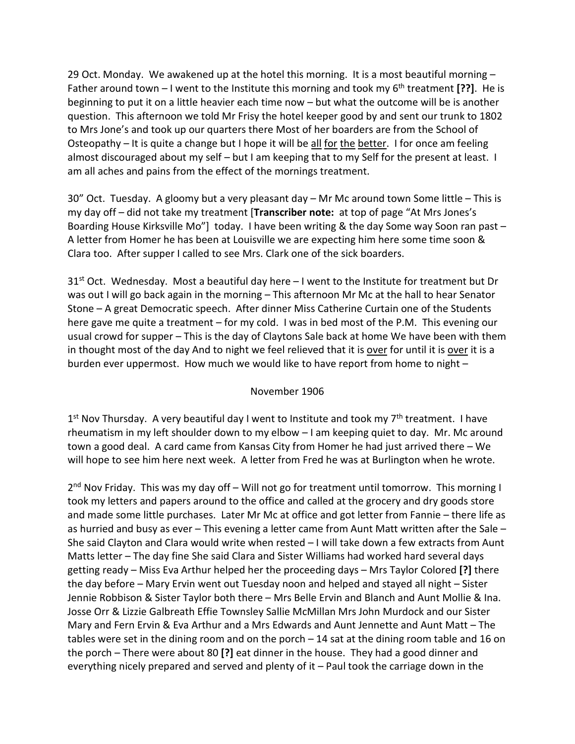29 Oct. Monday. We awakened up at the hotel this morning. It is a most beautiful morning – Father around town – I went to the Institute this morning and took my 6th treatment **[??]**. He is beginning to put it on a little heavier each time now – but what the outcome will be is another question. This afternoon we told Mr Frisy the hotel keeper good by and sent our trunk to 1802 to Mrs Jone's and took up our quarters there Most of her boarders are from the School of Osteopathy – It is quite a change but I hope it will be <u>all</u> <u>for</u> <u>the</u> <u>better</u>. I for once am feeling almost discouraged about my self – but I am keeping that to my Self for the present at least. I am all aches and pains from the effect of the mornings treatment.

30" Oct. Tuesday. A gloomy but a very pleasant day – Mr Mc around town Some little – This is my day off – did not take my treatment [**Transcriber note:** at top of page "At Mrs Jones's Boarding House Kirksville Mo"] today. I have been writing & the day Some way Soon ran past – A letter from Homer he has been at Louisville we are expecting him here some time soon & Clara too. After supper I called to see Mrs. Clark one of the sick boarders.

31st Oct. Wednesday. Most a beautiful day here – I went to the Institute for treatment but Dr was out I will go back again in the morning – This afternoon Mr Mc at the hall to hear Senator Stone – A great Democratic speech. After dinner Miss Catherine Curtain one of the Students here gave me quite a treatment – for my cold. I was in bed most of the P.M. This evening our usual crowd for supper – This is the day of Claytons Sale back at home We have been with them in thought most of the day And to night we feel relieved that it is <u>over</u> for until it is <u>over</u> it is a burden ever uppermost. How much we would like to have report from home to night –

November 1906

1st Nov Thursday. A very beautiful day I went to Institute and took my 7th treatment. I have rheumatism in my left shoulder down to my elbow – I am keeping quiet to day. Mr. Mc around town a good deal. A card came from Kansas City from Homer he had just arrived there – We will hope to see him here next week. A letter from Fred he was at Burlington when he wrote.

2nd Nov Friday. This was my day off – Will not go for treatment until tomorrow. This morning I took my letters and papers around to the office and called at the grocery and dry goods store and made some little purchases. Later Mr Mc at office and got letter from Fannie – there life as as hurried and busy as ever – This evening a letter came from Aunt Matt written after the Sale – She said Clayton and Clara would write when rested – I will take down a few extracts from Aunt Matts letter – The day fine She said Clara and Sister Williams had worked hard several days getting ready – Miss Eva Arthur helped her the proceeding days – Mrs Taylor Colored **[?]** there the day before – Mary Ervin went out Tuesday noon and helped and stayed all night – Sister Jennie Robbison & Sister Taylor both there – Mrs Belle Ervin and Blanch and Aunt Mollie & Ina. Josse Orr & Lizzie Galbreath Effie Townsley Sallie McMillan Mrs John Murdock and our Sister Mary and Fern Ervin & Eva Arthur and a Mrs Edwards and Aunt Jennette and Aunt Matt – The tables were set in the dining room and on the porch – 14 sat at the dining room table and 16 on the porch – There were about 80 **[?]** eat dinner in the house. They had a good dinner and everything nicely prepared and served and plenty of it – Paul took the carriage down in the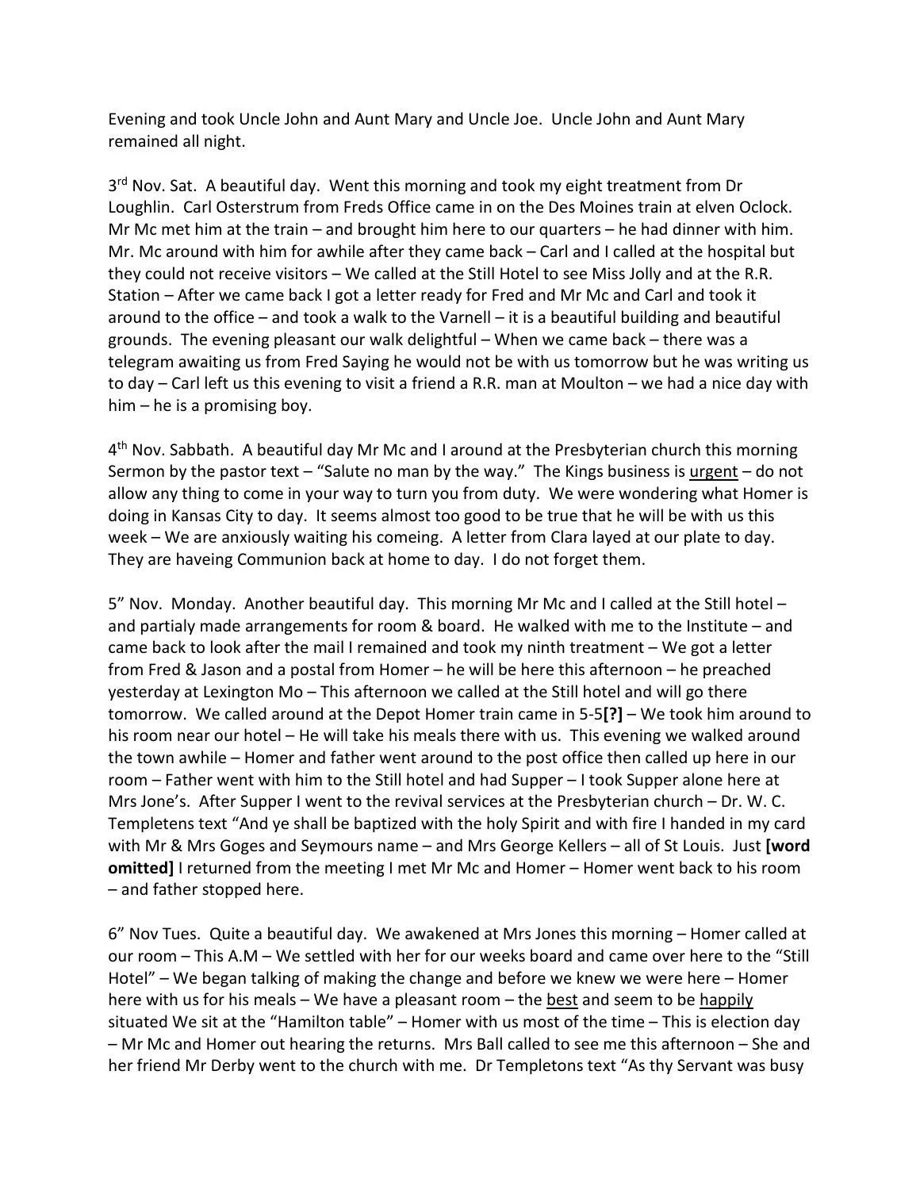Evening and took Uncle John and Aunt Mary and Uncle Joe. Uncle John and Aunt Mary remained all night.

3rd Nov. Sat. A beautiful day. Went this morning and took my eight treatment from Dr Loughlin. Carl Osterstrum from Freds Office came in on the Des Moines train at elven Oclock. Mr Mc met him at the train – and brought him here to our quarters – he had dinner with him. Mr. Mc around with him for awhile after they came back – Carl and I called at the hospital but they could not receive visitors – We called at the Still Hotel to see Miss Jolly and at the R.R. Station – After we came back I got a letter ready for Fred and Mr Mc and Carl and took it around to the office – and took a walk to the Varnell – it is a beautiful building and beautiful grounds. The evening pleasant our walk delightful – When we came back – there was a telegram awaiting us from Fred Saying he would not be with us tomorrow but he was writing us to day – Carl left us this evening to visit a friend a R.R. man at Moulton – we had a nice day with him – he is a promising boy.

4th Nov. Sabbath. A beautiful day Mr Mc and I around at the Presbyterian church this morning Sermon by the pastor text – "Salute no man by the way." The Kings business is <u>urgent</u> – do not allow any thing to come in your way to turn you from duty. We were wondering what Homer is doing in Kansas City to day. It seems almost too good to be true that he will be with us this week – We are anxiously waiting his comeing. A letter from Clara layed at our plate to day. They are haveing Communion back at home to day. I do not forget them.

5" Nov. Monday. Another beautiful day. This morning Mr Mc and I called at the Still hotel – and partialy made arrangements for room & board. He walked with me to the Institute – and came back to look after the mail I remained and took my ninth treatment – We got a letter from Fred & Jason and a postal from Homer – he will be here this afternoon – he preached yesterday at Lexington Mo – This afternoon we called at the Still hotel and will go there tomorrow. We called around at the Depot Homer train came in 5-5**[?]** – We took him around to his room near our hotel – He will take his meals there with us. This evening we walked around the town awhile – Homer and father went around to the post office then called up here in our room – Father went with him to the Still hotel and had Supper – I took Supper alone here at Mrs Jone's. After Supper I went to the revival services at the Presbyterian church – Dr. W. C. Templetens text "And ye shall be baptized with the holy Spirit and with fire I handed in my card with Mr & Mrs Goges and Seymours name – and Mrs George Kellers – all of St Louis. Just **[word omitted]** I returned from the meeting I met Mr Mc and Homer – Homer went back to his room – and father stopped here.

6" Nov Tues. Quite a beautiful day. We awakened at Mrs Jones this morning – Homer called at our room – This A.M – We settled with her for our weeks board and came over here to the "Still Hotel" – We began talking of making the change and before we knew we were here – Homer here with us for his meals – We have a pleasant room – the <u>best</u> and seem to be <u>happily</u> situated We sit at the "Hamilton table" – Homer with us most of the time – This is election day – Mr Mc and Homer out hearing the returns. Mrs Ball called to see me this afternoon – She and her friend Mr Derby went to the church with me. Dr Templetons text "As thy Servant was busy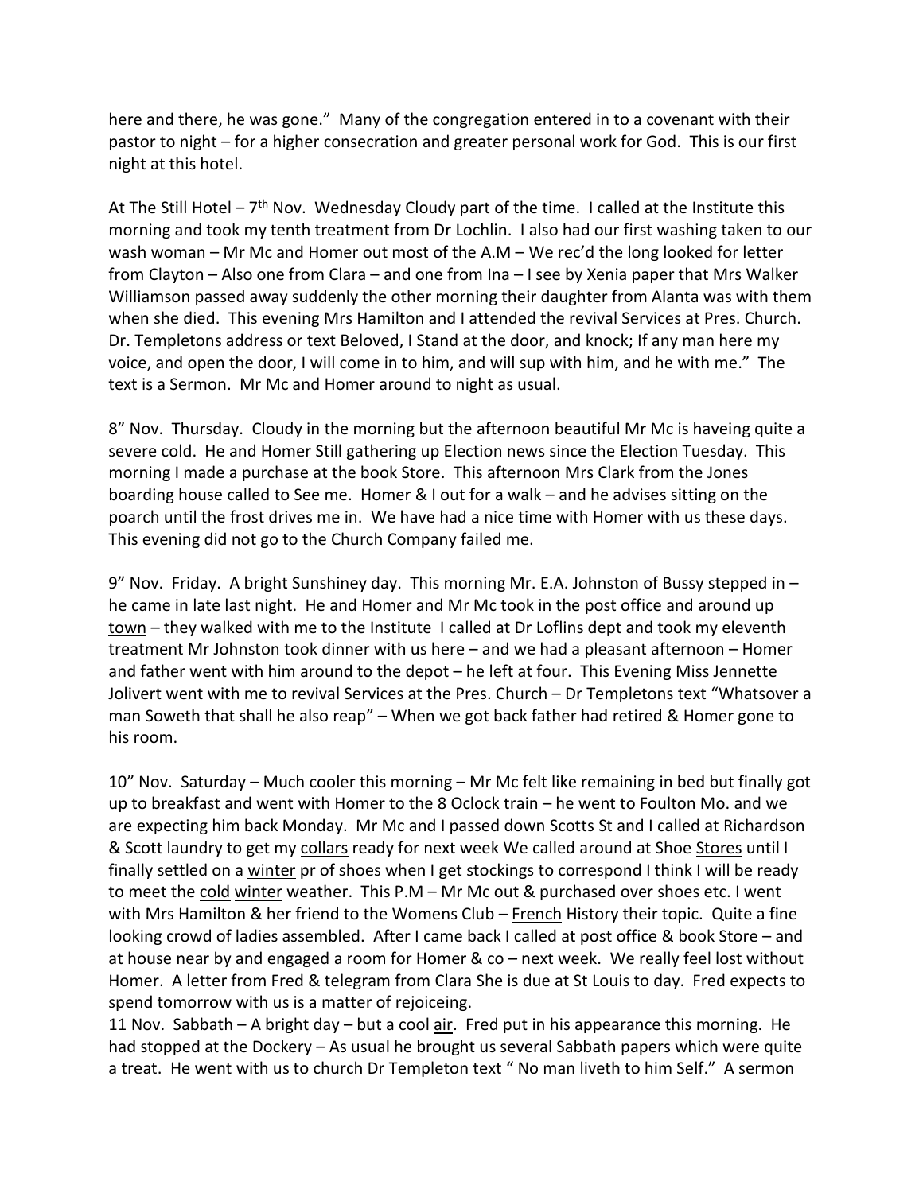here and there, he was gone." Many of the congregation entered in to a covenant with their pastor to night – for a higher consecration and greater personal work for God. This is our first night at this hotel.

At The Still Hotel – 7th Nov. Wednesday Cloudy part of the time. I called at the Institute this morning and took my tenth treatment from Dr Lochlin. I also had our first washing taken to our wash woman – Mr Mc and Homer out most of the A.M – We rec'd the long looked for letter from Clayton – Also one from Clara – and one from Ina – I see by Xenia paper that Mrs Walker Williamson passed away suddenly the other morning their daughter from Alanta was with them when she died. This evening Mrs Hamilton and I attended the revival Services at Pres. Church. Dr. Templetons address or text Beloved, I Stand at the door, and knock; If any man here my voice, and <u>open</u> the door, I will come in to him, and will sup with him, and he with me." The text is a Sermon. Mr Mc and Homer around to night as usual.

8" Nov. Thursday. Cloudy in the morning but the afternoon beautiful Mr Mc is haveing quite a severe cold. He and Homer Still gathering up Election news since the Election Tuesday. This morning I made a purchase at the book Store. This afternoon Mrs Clark from the Jones boarding house called to See me. Homer & I out for a walk – and he advises sitting on the poarch until the frost drives me in. We have had a nice time with Homer with us these days. This evening did not go to the Church Company failed me.

9" Nov. Friday. A bright Sunshiney day. This morning Mr. E.A. Johnston of Bussy stepped in – he came in late last night. He and Homer and Mr Mc took in the post office and around up <u>town</u> – they walked with me to the Institute I called at Dr Loflins dept and took my eleventh treatment Mr Johnston took dinner with us here – and we had a pleasant afternoon – Homer and father went with him around to the depot – he left at four. This Evening Miss Jennette Jolivert went with me to revival Services at the Pres. Church – Dr Templetons text "Whatsover a man Soweth that shall he also reap" – When we got back father had retired & Homer gone to his room.

10" Nov. Saturday – Much cooler this morning – Mr Mc felt like remaining in bed but finally got up to breakfast and went with Homer to the 8 Oclock train – he went to Foulton Mo. and we are expecting him back Monday. Mr Mc and I passed down Scotts St and I called at Richardson & Scott laundry to get my <u>collars</u> ready for next week We called around at Shoe <u>Stores</u> until I finally settled on a <u>winter</u> pr of shoes when I get stockings to correspond I think I will be ready to meet the <u>cold</u> <u>winter</u> weather. This P.M – Mr Mc out & purchased over shoes etc. I went with Mrs Hamilton & her friend to the Womens Club – <u>French</u> History their topic. Quite a fine looking crowd of ladies assembled. After I came back I called at post office & book Store – and at house near by and engaged a room for Homer & co – next week. We really feel lost without Homer. A letter from Fred & telegram from Clara She is due at St Louis to day. Fred expects to spend tomorrow with us is a matter of rejoiceing.

11 Nov. Sabbath – A bright day – but a cool <u>air</u>. Fred put in his appearance this morning. He had stopped at the Dockery – As usual he brought us several Sabbath papers which were quite a treat. He went with us to church Dr Templeton text " No man liveth to him Self." A sermon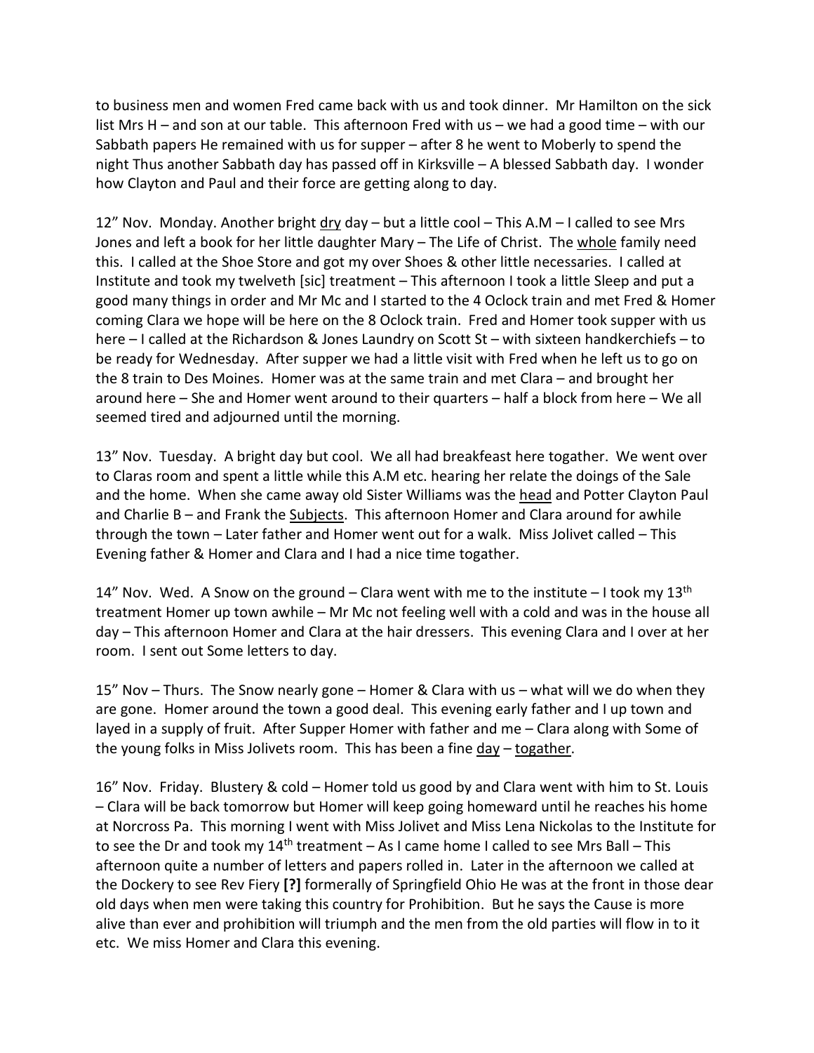to business men and women Fred came back with us and took dinner. Mr Hamilton on the sick list Mrs H – and son at our table. This afternoon Fred with us – we had a good time – with our Sabbath papers He remained with us for supper – after 8 he went to Moberly to spend the night Thus another Sabbath day has passed off in Kirksville – A blessed Sabbath day. I wonder how Clayton and Paul and their force are getting along to day.

12" Nov. Monday. Another bright <u>dry</u> day – but a little cool – This A.M – I called to see Mrs Jones and left a book for her little daughter Mary – The Life of Christ. The <u>whole</u> family need this. I called at the Shoe Store and got my over Shoes & other little necessaries. I called at Institute and took my twelveth [sic] treatment – This afternoon I took a little Sleep and put a good many things in order and Mr Mc and I started to the 4 Oclock train and met Fred & Homer coming Clara we hope will be here on the 8 Oclock train. Fred and Homer took supper with us here – I called at the Richardson & Jones Laundry on Scott St – with sixteen handkerchiefs – to be ready for Wednesday. After supper we had a little visit with Fred when he left us to go on the 8 train to Des Moines. Homer was at the same train and met Clara – and brought her around here – She and Homer went around to their quarters – half a block from here – We all seemed tired and adjourned until the morning.

13" Nov. Tuesday. A bright day but cool. We all had breakfeast here togather. We went over to Claras room and spent a little while this A.M etc. hearing her relate the doings of the Sale and the home. When she came away old Sister Williams was the <u>head</u> and Potter Clayton Paul and Charlie B – and Frank the <u>Subjects</u>. This afternoon Homer and Clara around for awhile through the town – Later father and Homer went out for a walk. Miss Jolivet called – This Evening father & Homer and Clara and I had a nice time togather.

14" Nov. Wed. A Snow on the ground – Clara went with me to the institute – I took my 13th treatment Homer up town awhile – Mr Mc not feeling well with a cold and was in the house all day – This afternoon Homer and Clara at the hair dressers. This evening Clara and I over at her room. I sent out Some letters to day.

15" Nov – Thurs. The Snow nearly gone – Homer & Clara with us – what will we do when they are gone. Homer around the town a good deal. This evening early father and I up town and layed in a supply of fruit. After Supper Homer with father and me – Clara along with Some of the young folks in Miss Jolivets room. This has been a fine <u>day</u> – <u>togather</u>.

16" Nov. Friday. Blustery & cold – Homer told us good by and Clara went with him to St. Louis – Clara will be back tomorrow but Homer will keep going homeward until he reaches his home at Norcross Pa. This morning I went with Miss Jolivet and Miss Lena Nickolas to the Institute for to see the Dr and took my 14th treatment – As I came home I called to see Mrs Ball – This afternoon quite a number of letters and papers rolled in. Later in the afternoon we called at the Dockery to see Rev Fiery **[?]** formerally of Springfield Ohio He was at the front in those dear old days when men were taking this country for Prohibition. But he says the Cause is more alive than ever and prohibition will triumph and the men from the old parties will flow in to it etc. We miss Homer and Clara this evening.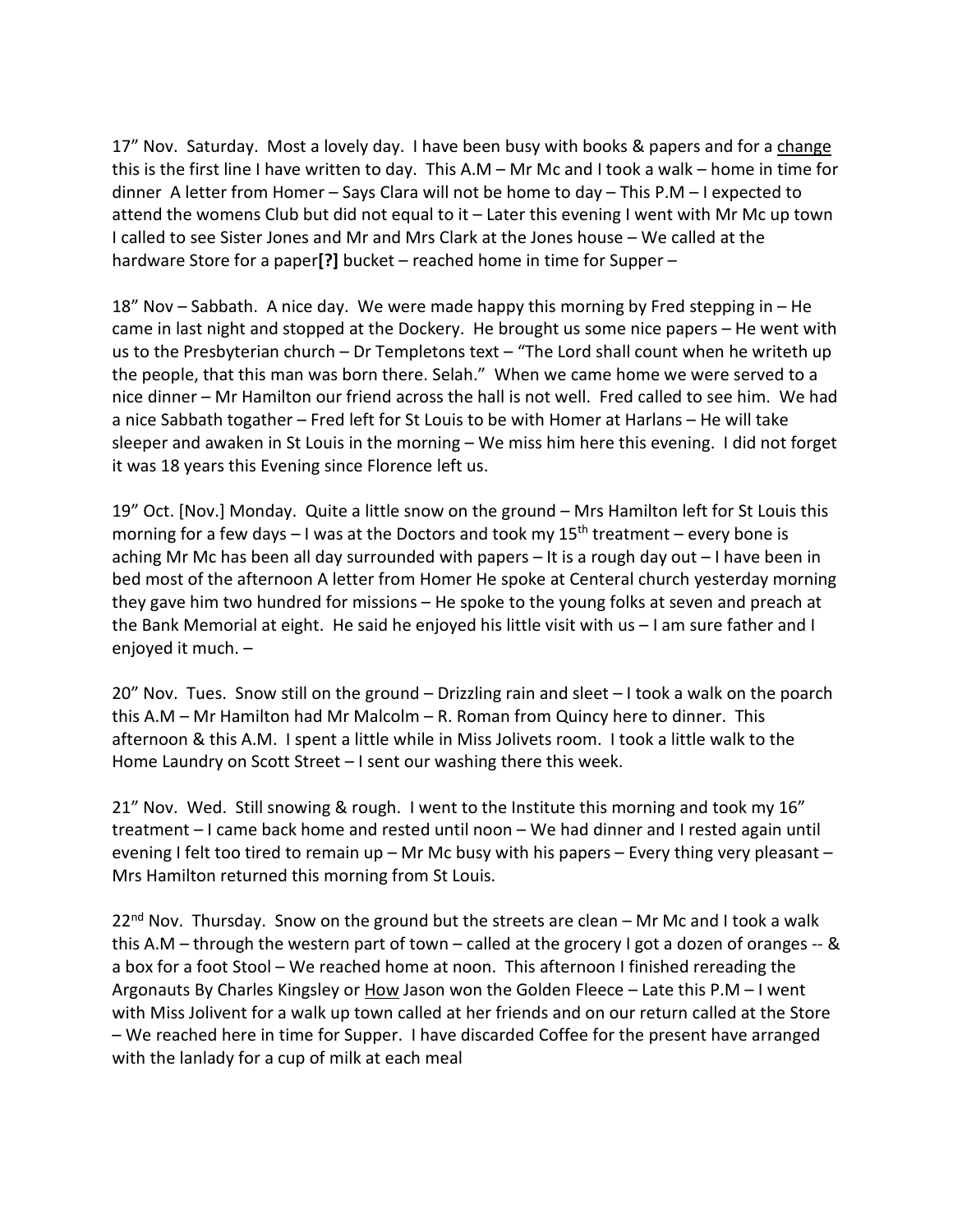17" Nov. Saturday. Most a lovely day. I have been busy with books & papers and for a <u>change</u> this is the first line I have written to day. This A.M – Mr Mc and I took a walk – home in time for dinner A letter from Homer – Says Clara will not be home to day – This P.M – I expected to attend the womens Club but did not equal to it – Later this evening I went with Mr Mc up town I called to see Sister Jones and Mr and Mrs Clark at the Jones house – We called at the hardware Store for a paper**[?]** bucket – reached home in time for Supper –

18" Nov – Sabbath. A nice day. We were made happy this morning by Fred stepping in – He came in last night and stopped at the Dockery. He brought us some nice papers – He went with us to the Presbyterian church – Dr Templetons text – "The Lord shall count when he writeth up the people, that this man was born there. Selah." When we came home we were served to a nice dinner – Mr Hamilton our friend across the hall is not well. Fred called to see him. We had a nice Sabbath togather – Fred left for St Louis to be with Homer at Harlans – He will take sleeper and awaken in St Louis in the morning – We miss him here this evening. I did not forget it was 18 years this Evening since Florence left us.

19" Oct. [Nov.] Monday. Quite a little snow on the ground – Mrs Hamilton left for St Louis this morning for a few days – I was at the Doctors and took my 15th treatment – every bone is aching Mr Mc has been all day surrounded with papers – It is a rough day out – I have been in bed most of the afternoon A letter from Homer He spoke at Centeral church yesterday morning they gave him two hundred for missions – He spoke to the young folks at seven and preach at the Bank Memorial at eight. He said he enjoyed his little visit with us – I am sure father and I enjoyed it much. –

20" Nov. Tues. Snow still on the ground – Drizzling rain and sleet – I took a walk on the poarch this A.M – Mr Hamilton had Mr Malcolm – R. Roman from Quincy here to dinner. This afternoon & this A.M. I spent a little while in Miss Jolivets room. I took a little walk to the Home Laundry on Scott Street – I sent our washing there this week.

21" Nov. Wed. Still snowing & rough. I went to the Institute this morning and took my 16" treatment – I came back home and rested until noon – We had dinner and I rested again until evening I felt too tired to remain up – Mr Mc busy with his papers – Every thing very pleasant – Mrs Hamilton returned this morning from St Louis.

22nd Nov. Thursday. Snow on the ground but the streets are clean – Mr Mc and I took a walk this A.M – through the western part of town – called at the grocery I got a dozen of oranges -- & a box for a foot Stool – We reached home at noon. This afternoon I finished rereading the Argonauts By Charles Kingsley or <u>How</u> Jason won the Golden Fleece – Late this P.M – I went with Miss Jolivent for a walk up town called at her friends and on our return called at the Store – We reached here in time for Supper. I have discarded Coffee for the present have arranged with the lanlady for a cup of milk at each meal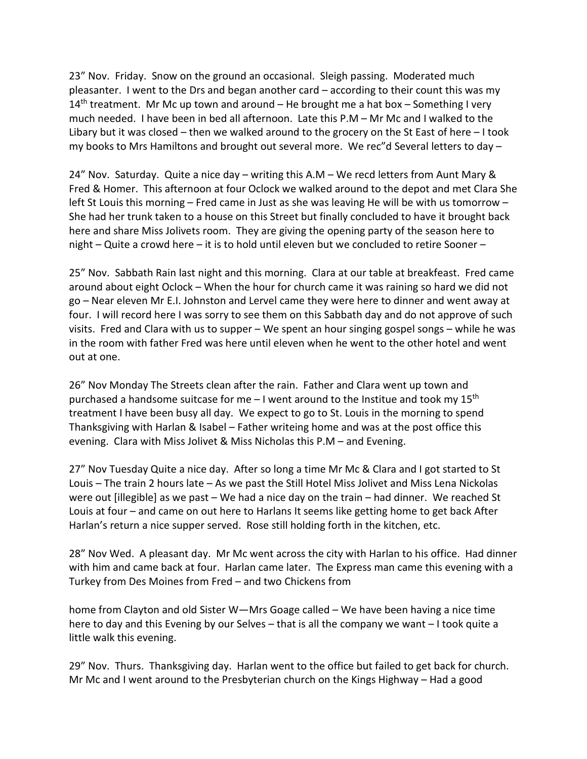23" Nov. Friday. Snow on the ground an occasional. Sleigh passing. Moderated much pleasanter. I went to the Drs and began another card – according to their count this was my 14th treatment. Mr Mc up town and around – He brought me a hat box – Something I very much needed. I have been in bed all afternoon. Late this P.M – Mr Mc and I walked to the Libary but it was closed – then we walked around to the grocery on the St East of here – I took my books to Mrs Hamiltons and brought out several more. We rec"d Several letters to day –

24" Nov. Saturday. Quite a nice day – writing this A.M – We recd letters from Aunt Mary & Fred & Homer. This afternoon at four Oclock we walked around to the depot and met Clara She left St Louis this morning – Fred came in Just as she was leaving He will be with us tomorrow – She had her trunk taken to a house on this Street but finally concluded to have it brought back here and share Miss Jolivets room. They are giving the opening party of the season here to night – Quite a crowd here – it is to hold until eleven but we concluded to retire Sooner –

25" Nov. Sabbath Rain last night and this morning. Clara at our table at breakfeast. Fred came around about eight Oclock – When the hour for church came it was raining so hard we did not go – Near eleven Mr E.I. Johnston and Lervel came they were here to dinner and went away at four. I will record here I was sorry to see them on this Sabbath day and do not approve of such visits. Fred and Clara with us to supper – We spent an hour singing gospel songs – while he was in the room with father Fred was here until eleven when he went to the other hotel and went out at one.

26" Nov Monday The Streets clean after the rain. Father and Clara went up town and purchased a handsome suitcase for me – I went around to the Institue and took my 15th treatment I have been busy all day. We expect to go to St. Louis in the morning to spend Thanksgiving with Harlan & Isabel – Father writeing home and was at the post office this evening. Clara with Miss Jolivet & Miss Nicholas this P.M – and Evening.

27" Nov Tuesday Quite a nice day. After so long a time Mr Mc & Clara and I got started to St Louis – The train 2 hours late – As we past the Still Hotel Miss Jolivet and Miss Lena Nickolas were out [illegible] as we past – We had a nice day on the train – had dinner. We reached St Louis at four – and came on out here to Harlans It seems like getting home to get back After Harlan's return a nice supper served. Rose still holding forth in the kitchen, etc.

28" Nov Wed. A pleasant day. Mr Mc went across the city with Harlan to his office. Had dinner with him and came back at four. Harlan came later. The Express man came this evening with a Turkey from Des Moines from Fred – and two Chickens from

home from Clayton and old Sister W—Mrs Goage called – We have been having a nice time here to day and this Evening by our Selves – that is all the company we want – I took quite a little walk this evening.

29" Nov. Thurs. Thanksgiving day. Harlan went to the office but failed to get back for church. Mr Mc and I went around to the Presbyterian church on the Kings Highway – Had a good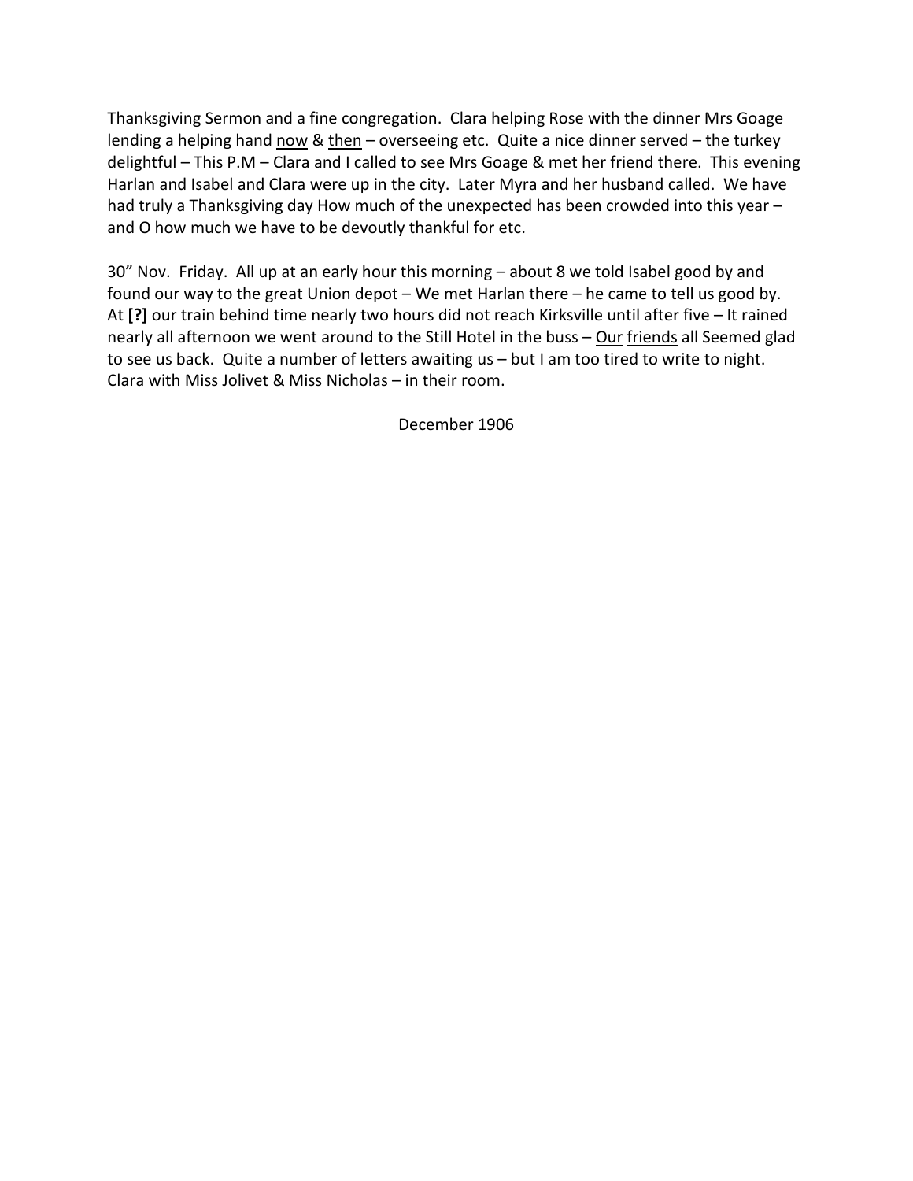Thanksgiving Sermon and a fine congregation. Clara helping Rose with the dinner Mrs Goage lending a helping hand <u>now</u> & <u>then</u> – overseeing etc. Quite a nice dinner served – the turkey delightful – This P.M – Clara and I called to see Mrs Goage & met her friend there. This evening Harlan and Isabel and Clara were up in the city. Later Myra and her husband called. We have had truly a Thanksgiving day How much of the unexpected has been crowded into this year – and O how much we have to be devoutly thankful for etc.

30" Nov. Friday. All up at an early hour this morning – about 8 we told Isabel good by and found our way to the great Union depot – We met Harlan there – he came to tell us good by. At **[?]** our train behind time nearly two hours did not reach Kirksville until after five – It rained nearly all afternoon we went around to the Still Hotel in the buss – <u>Our</u> <u>friends</u> all Seemed glad to see us back. Quite a number of letters awaiting us – but I am too tired to write to night. Clara with Miss Jolivet & Miss Nicholas – in their room.

December 1906